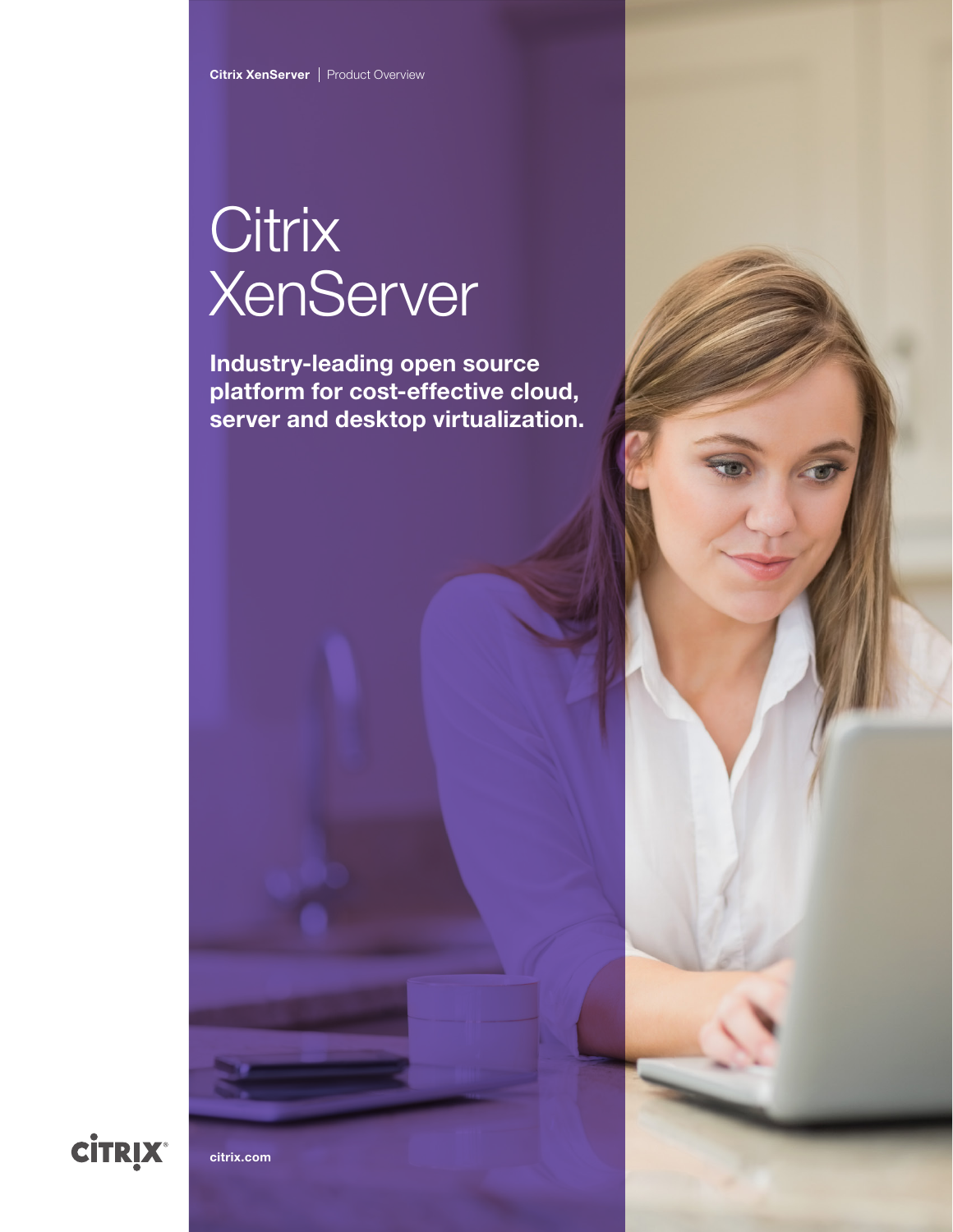Citrix XenServer | Product Overview

# Citrix XenServer

**Industry-leading open source platform for cost-effective cloud, server and desktop virtualization.**

citrix.com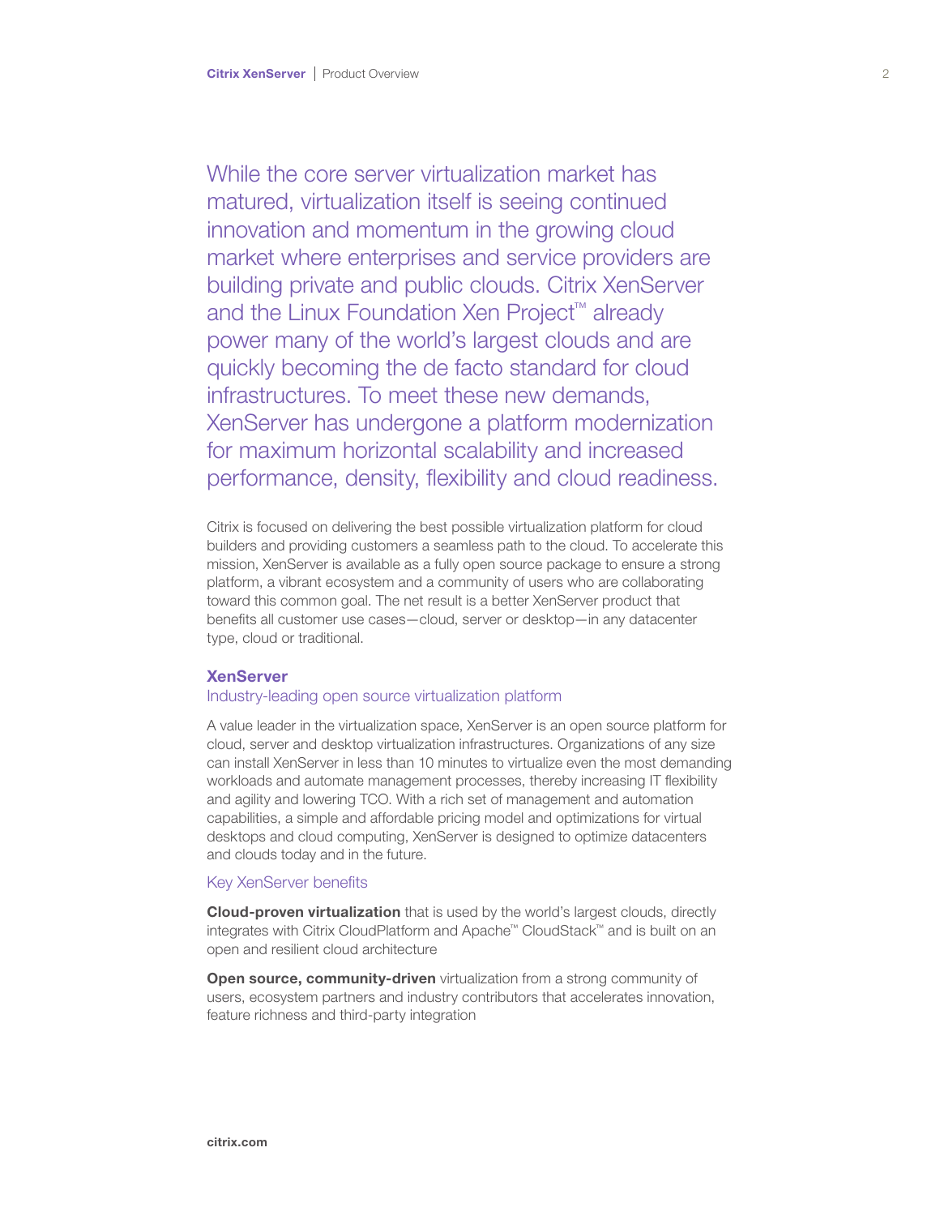While the core server virtualization market has matured, virtualization itself is seeing continued innovation and momentum in the growing cloud market where enterprises and service providers are building private and public clouds. Citrix XenServer and the Linux Foundation Xen Project™ already power many of the world's largest clouds and are quickly becoming the de facto standard for cloud infrastructures. To meet these new demands, XenServer has undergone a platform modernization for maximum horizontal scalability and increased performance, density, flexibility and cloud readiness.

Citrix is focused on delivering the best possible virtualization platform for cloud builders and providing customers a seamless path to the cloud. To accelerate this mission, XenServer is available as a fully open source package to ensure a strong platform, a vibrant ecosystem and a community of users who are collaborating toward this common goal. The net result is a better XenServer product that benefits all customer use cases—cloud, server or desktop—in any datacenter type, cloud or traditional.

## XenServer

### Industry-leading open source virtualization platform

A value leader in the virtualization space, XenServer is an open source platform for cloud, server and desktop virtualization infrastructures. Organizations of any size can install XenServer in less than 10 minutes to virtualize even the most demanding workloads and automate management processes, thereby increasing IT flexibility and agility and lowering TCO. With a rich set of management and automation capabilities, a simple and affordable pricing model and optimizations for virtual desktops and cloud computing, XenServer is designed to optimize datacenters and clouds today and in the future.

### Key XenServer benefits

**Cloud-proven virtualization** that is used by the world's largest clouds, directly integrates with Citrix CloudPlatform and Apache™ CloudStack™ and is built on an open and resilient cloud architecture

**Open source, community-driven** virtualization from a strong community of users, ecosystem partners and industry contributors that accelerates innovation, feature richness and third-party integration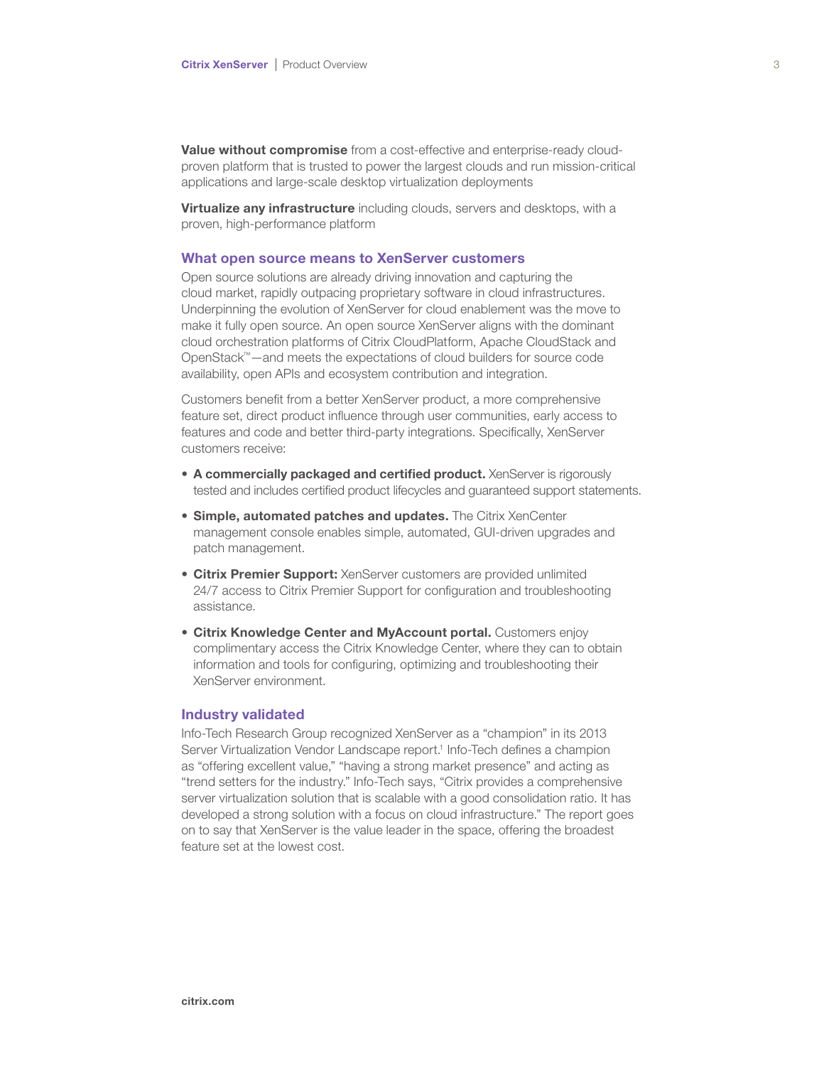**Value without compromise** from a cost-effective and enterprise-ready cloud-proven platform that is trusted to power the largest clouds and run mission-critical applications and large-scale desktop virtualization deployments

**Virtualize any infrastructure** including clouds, servers and desktops, with a proven, high-performance platform

## What open source means to XenServer customers

Open source solutions are already driving innovation and capturing the cloud market, rapidly outpacing proprietary software in cloud infrastructures. Underpinning the evolution of XenServer for cloud enablement was the move to make it fully open source. An open source XenServer aligns with the dominant cloud orchestration platforms of Citrix CloudPlatform, Apache CloudStack and OpenStack™—and meets the expectations of cloud builders for source code availability, open APIs and ecosystem contribution and integration.

Customers benefit from a better XenServer product, a more comprehensive feature set, direct product influence through user communities, early access to features and code and better third-party integrations. Specifically, XenServer customers receive:

- **A commercially packaged and certified product.** XenServer is rigorously tested and includes certified product lifecycles and guaranteed support statements.
- **Simple, automated patches and updates.** The Citrix XenCenter management console enables simple, automated, GUI-driven upgrades and patch management.
- **Citrix Premier Support:** XenServer customers are provided unlimited 24/7 access to Citrix Premier Support for configuration and troubleshooting assistance.
- **Citrix Knowledge Center and MyAccount portal.** Customers enjoy complimentary access the Citrix Knowledge Center, where they can to obtain information and tools for configuring, optimizing and troubleshooting their XenServer environment.

## Industry validated

Info-Tech Research Group recognized XenServer as a "champion" in its 2013 Server Virtualization Vendor Landscape report.[1] Info-Tech defines a champion as "offering excellent value," "having a strong market presence" and acting as "trend setters for the industry." Info-Tech says, "Citrix provides a comprehensive server virtualization solution that is scalable with a good consolidation ratio. It has developed a strong solution with a focus on cloud infrastructure." The report goes on to say that XenServer is the value leader in the space, offering the broadest feature set at the lowest cost.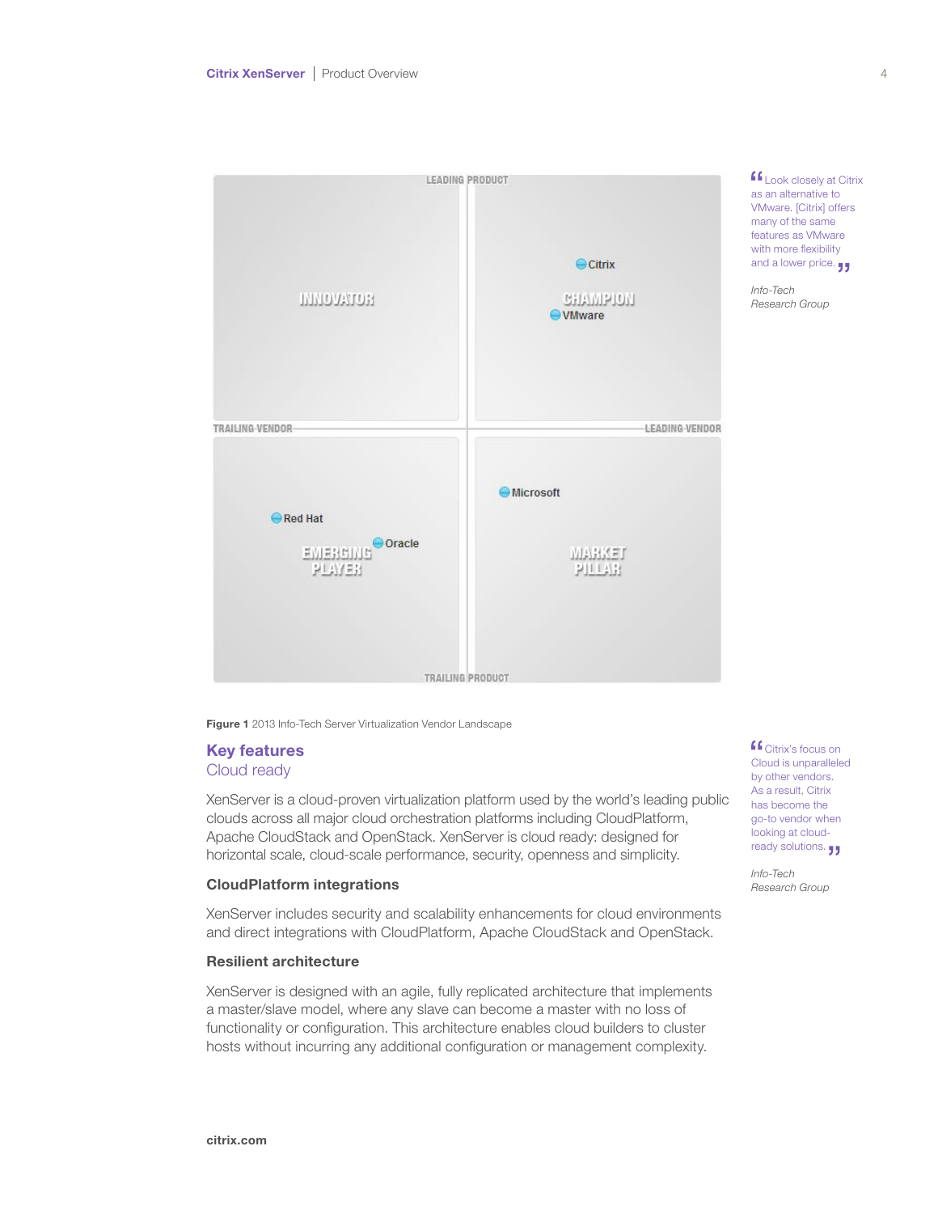LEADING PRODUCT

INNOVATOR

CHAMPION

Citrix

VMware

TRAILING VENDOR

LEADING VENDOR

Red Hat

Oracle

EMERGING PLAYER

Microsoft

MARKET PILLAR

TRAILING PRODUCT

**Figure 1** 2013 Info-Tech Server Virtualization Vendor Landscape

> "Look closely at Citrix as an alternative to VMware. [Citrix] offers many of the same features as VMware with more flexibility and a lower price."
>
> *Info-Tech Research Group*

## Key features

### Cloud ready

XenServer is a cloud-proven virtualization platform used by the world's leading public clouds across all major cloud orchestration platforms including CloudPlatform, Apache CloudStack and OpenStack. XenServer is cloud ready: designed for horizontal scale, cloud-scale performance, security, openness and simplicity.

> "Citrix's focus on Cloud is unparalleled by other vendors. As a result, Citrix has become the go-to vendor when looking at cloud-ready solutions."
>
> *Info-Tech Research Group*

#### CloudPlatform integrations

XenServer includes security and scalability enhancements for cloud environments and direct integrations with CloudPlatform, Apache CloudStack and OpenStack.

#### Resilient architecture

XenServer is designed with an agile, fully replicated architecture that implements a master/slave model, where any slave can become a master with no loss of functionality or configuration. This architecture enables cloud builders to cluster hosts without incurring any additional configuration or management complexity.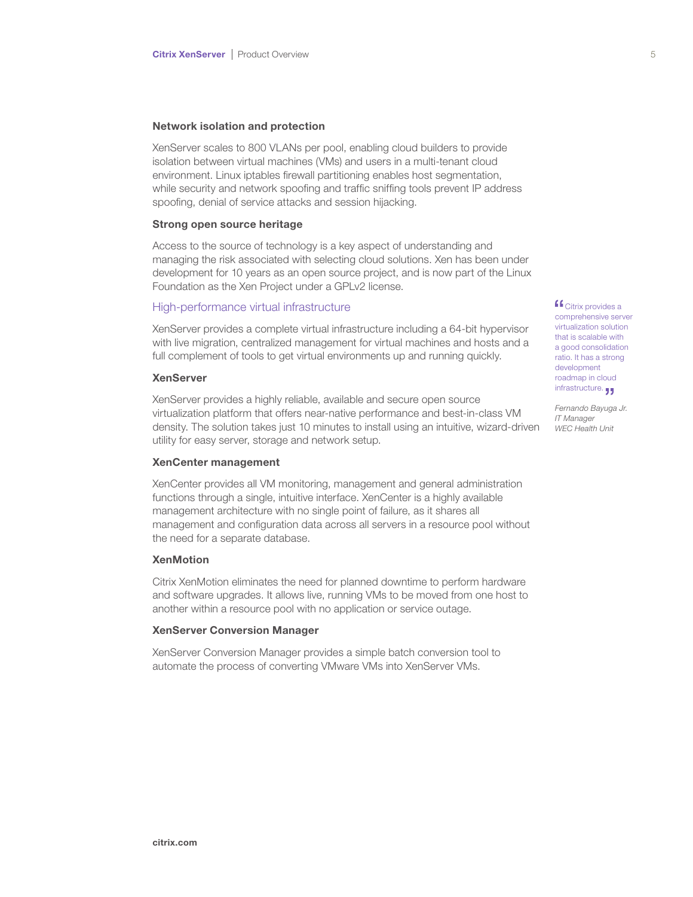### Network isolation and protection

XenServer scales to 800 VLANs per pool, enabling cloud builders to provide isolation between virtual machines (VMs) and users in a multi-tenant cloud environment. Linux iptables firewall partitioning enables host segmentation, while security and network spoofing and traffic sniffing tools prevent IP address spoofing, denial of service attacks and session hijacking.

### Strong open source heritage

Access to the source of technology is a key aspect of understanding and managing the risk associated with selecting cloud solutions. Xen has been under development for 10 years as an open source project, and is now part of the Linux Foundation as the Xen Project under a GPLv2 license.

## High-performance virtual infrastructure

XenServer provides a complete virtual infrastructure including a 64-bit hypervisor with live migration, centralized management for virtual machines and hosts and a full complement of tools to get virtual environments up and running quickly.

### XenServer

XenServer provides a highly reliable, available and secure open source virtualization platform that offers near-native performance and best-in-class VM density. The solution takes just 10 minutes to install using an intuitive, wizard-driven utility for easy server, storage and network setup.

### XenCenter management

XenCenter provides all VM monitoring, management and general administration functions through a single, intuitive interface. XenCenter is a highly available management architecture with no single point of failure, as it shares all management and configuration data across all servers in a resource pool without the need for a separate database.

### XenMotion

Citrix XenMotion eliminates the need for planned downtime to perform hardware and software upgrades. It allows live, running VMs to be moved from one host to another within a resource pool with no application or service outage.

### XenServer Conversion Manager

XenServer Conversion Manager provides a simple batch conversion tool to automate the process of converting VMware VMs into XenServer VMs.

> “Citrix provides a comprehensive server virtualization solution that is scalable with a good consolidation ratio. It has a strong development roadmap in cloud infrastructure.”
>
> *Fernando Bayuga Jr.*
> *IT Manager*
> *WEC Health Unit*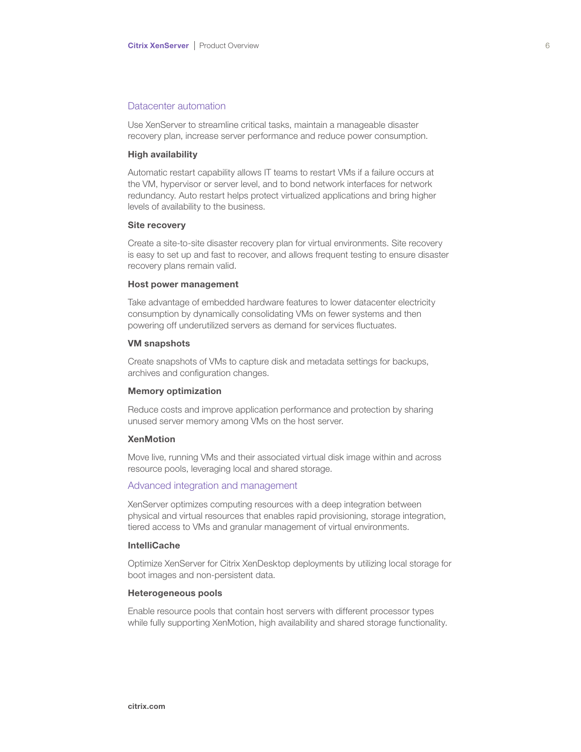## Datacenter automation

Use XenServer to streamline critical tasks, maintain a manageable disaster recovery plan, increase server performance and reduce power consumption.

### High availability

Automatic restart capability allows IT teams to restart VMs if a failure occurs at the VM, hypervisor or server level, and to bond network interfaces for network redundancy. Auto restart helps protect virtualized applications and bring higher levels of availability to the business.

### Site recovery

Create a site-to-site disaster recovery plan for virtual environments. Site recovery is easy to set up and fast to recover, and allows frequent testing to ensure disaster recovery plans remain valid.

### Host power management

Take advantage of embedded hardware features to lower datacenter electricity consumption by dynamically consolidating VMs on fewer systems and then powering off underutilized servers as demand for services fluctuates.

### VM snapshots

Create snapshots of VMs to capture disk and metadata settings for backups, archives and configuration changes.

### Memory optimization

Reduce costs and improve application performance and protection by sharing unused server memory among VMs on the host server.

### XenMotion

Move live, running VMs and their associated virtual disk image within and across resource pools, leveraging local and shared storage.

## Advanced integration and management

XenServer optimizes computing resources with a deep integration between physical and virtual resources that enables rapid provisioning, storage integration, tiered access to VMs and granular management of virtual environments.

### IntelliCache

Optimize XenServer for Citrix XenDesktop deployments by utilizing local storage for boot images and non-persistent data.

### Heterogeneous pools

Enable resource pools that contain host servers with different processor types while fully supporting XenMotion, high availability and shared storage functionality.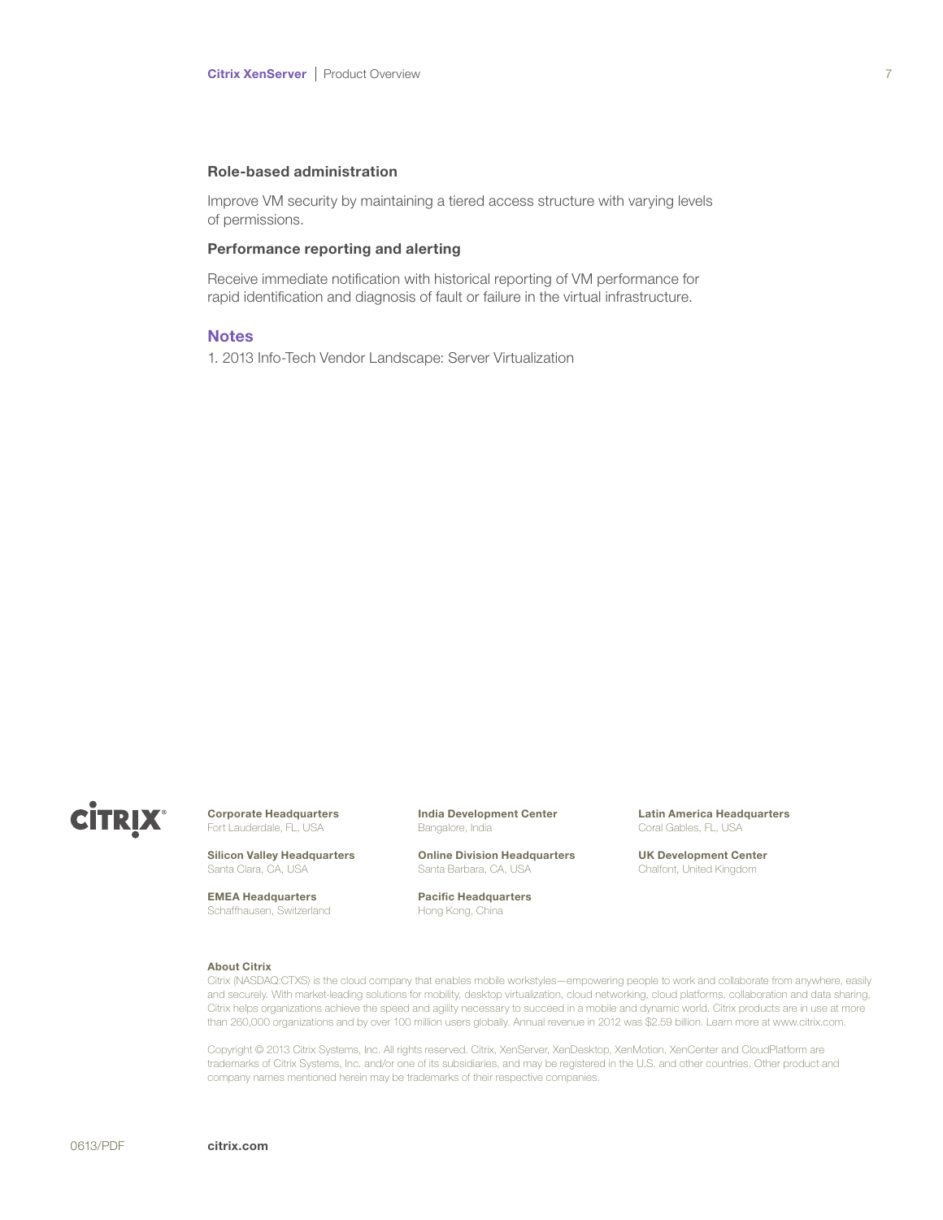### Role-based administration

Improve VM security by maintaining a tiered access structure with varying levels of permissions.

### Performance reporting and alerting

Receive immediate notification with historical reporting of VM performance for rapid identification and diagnosis of fault or failure in the virtual infrastructure.

## Notes

1. 2013 Info-Tech Vendor Landscape: Server Virtualization

**Corporate Headquarters**
Fort Lauderdale, FL, USA

**Silicon Valley Headquarters**
Santa Clara, CA, USA

**EMEA Headquarters**
Schaffhausen, Switzerland

**India Development Center**
Bangalore, India

**Online Division Headquarters**
Santa Barbara, CA, USA

**Pacific Headquarters**
Hong Kong, China

**Latin America Headquarters**
Coral Gables, FL, USA

**UK Development Center**
Chalfont, United Kingdom

**About Citrix**
Citrix (NASDAQ:CTXS) is the cloud company that enables mobile workstyles—empowering people to work and collaborate from anywhere, easily and securely. With market-leading solutions for mobility, desktop virtualization, cloud networking, cloud platforms, collaboration and data sharing, Citrix helps organizations achieve the speed and agility necessary to succeed in a mobile and dynamic world. Citrix products are in use at more than 260,000 organizations and by over 100 million users globally. Annual revenue in 2012 was $2.59 billion. Learn more at www.citrix.com.

Copyright © 2013 Citrix Systems, Inc. All rights reserved. Citrix, XenServer, XenDesktop, XenMotion, XenCenter and CloudPlatform are trademarks of Citrix Systems, Inc. and/or one of its subsidiaries, and may be registered in the U.S. and other countries. Other product and company names mentioned herein may be trademarks of their respective companies.

0613/PDF

**citrix.com**